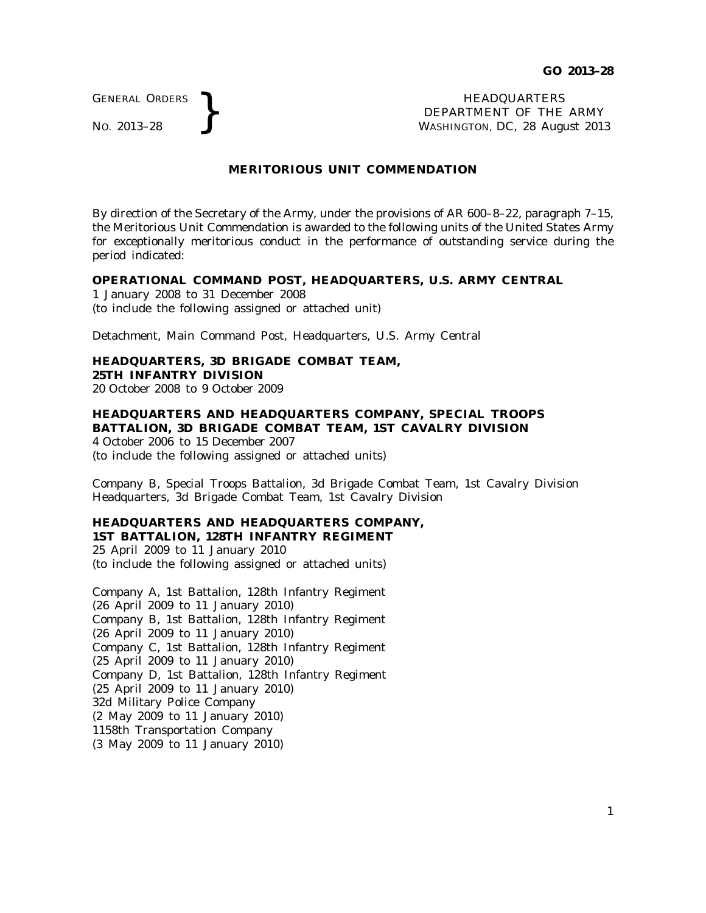GENERAL ORDERS
NO. 2013–28

HEADQUARTERS
DEPARTMENT OF THE ARMY
WASHINGTON, DC, 28 August 2013

## MERITORIOUS UNIT COMMENDATION

By direction of the Secretary of the Army, under the provisions of AR 600–8–22, paragraph 7–15, the Meritorious Unit Commendation is awarded to the following units of the United States Army for exceptionally meritorious conduct in the performance of outstanding service during the period indicated:

**OPERATIONAL COMMAND POST, HEADQUARTERS, U.S. ARMY CENTRAL**
1 January 2008 to 31 December 2008
(to include the following assigned or attached unit)

Detachment, Main Command Post, Headquarters, U.S. Army Central

**HEADQUARTERS, 3D BRIGADE COMBAT TEAM, 25TH INFANTRY DIVISION**
20 October 2008 to 9 October 2009

**HEADQUARTERS AND HEADQUARTERS COMPANY, SPECIAL TROOPS BATTALION, 3D BRIGADE COMBAT TEAM, 1ST CAVALRY DIVISION**
4 October 2006 to 15 December 2007
(to include the following assigned or attached units)

Company B, Special Troops Battalion, 3d Brigade Combat Team, 1st Cavalry Division
Headquarters, 3d Brigade Combat Team, 1st Cavalry Division

**HEADQUARTERS AND HEADQUARTERS COMPANY, 1ST BATTALION, 128TH INFANTRY REGIMENT**
25 April 2009 to 11 January 2010
(to include the following assigned or attached units)

Company A, 1st Battalion, 128th Infantry Regiment
(26 April 2009 to 11 January 2010)
Company B, 1st Battalion, 128th Infantry Regiment
(26 April 2009 to 11 January 2010)
Company C, 1st Battalion, 128th Infantry Regiment
(25 April 2009 to 11 January 2010)
Company D, 1st Battalion, 128th Infantry Regiment
(25 April 2009 to 11 January 2010)
32d Military Police Company
(2 May 2009 to 11 January 2010)
1158th Transportation Company
(3 May 2009 to 11 January 2010)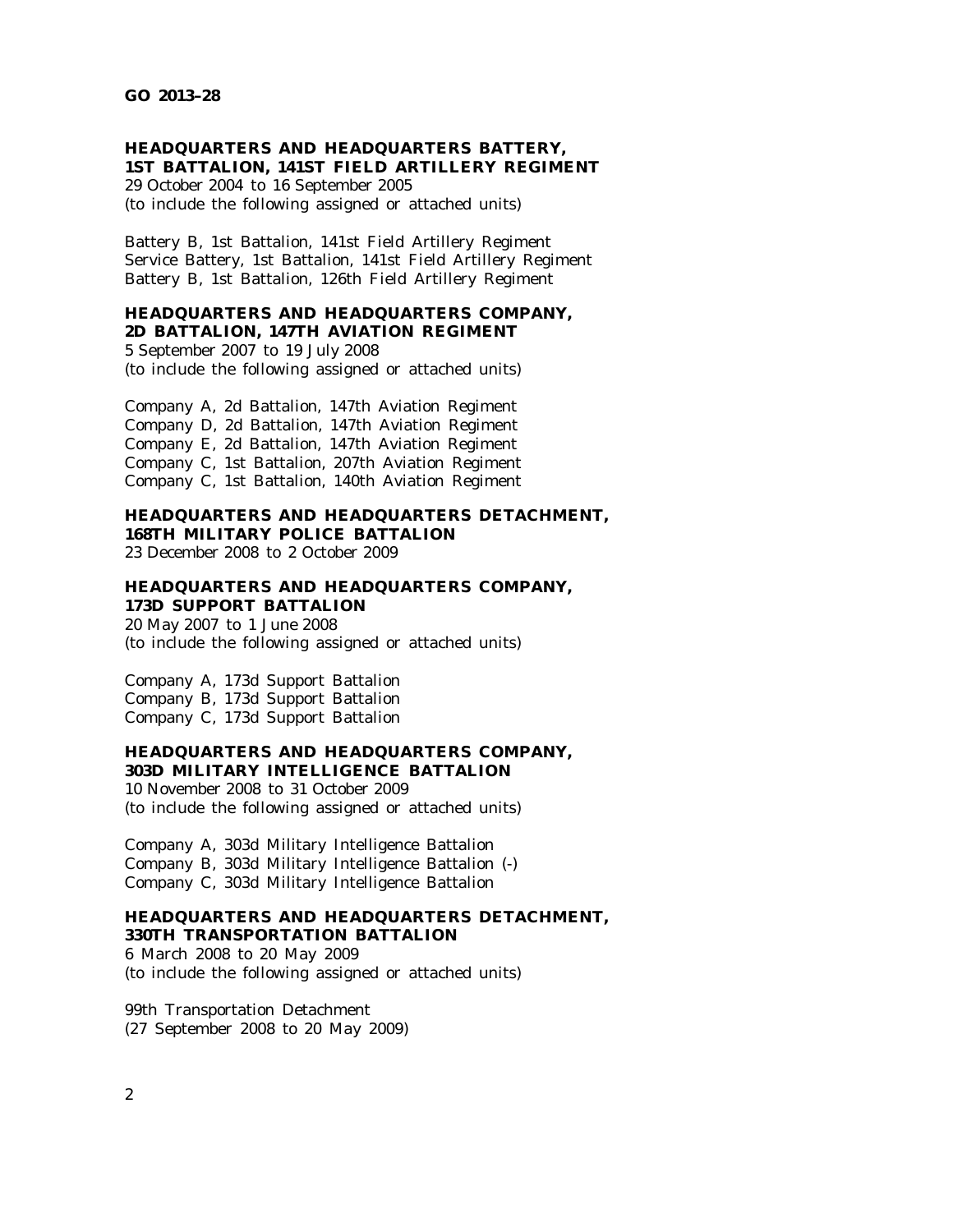**HEADQUARTERS AND HEADQUARTERS BATTERY, 1ST BATTALION, 141ST FIELD ARTILLERY REGIMENT**

29 October 2004 to 16 September 2005
(to include the following assigned or attached units)

Battery B, 1st Battalion, 141st Field Artillery Regiment
Service Battery, 1st Battalion, 141st Field Artillery Regiment
Battery B, 1st Battalion, 126th Field Artillery Regiment

**HEADQUARTERS AND HEADQUARTERS COMPANY, 2D BATTALION, 147TH AVIATION REGIMENT**

5 September 2007 to 19 July 2008
(to include the following assigned or attached units)

Company A, 2d Battalion, 147th Aviation Regiment
Company D, 2d Battalion, 147th Aviation Regiment
Company E, 2d Battalion, 147th Aviation Regiment
Company C, 1st Battalion, 207th Aviation Regiment
Company C, 1st Battalion, 140th Aviation Regiment

**HEADQUARTERS AND HEADQUARTERS DETACHMENT, 168TH MILITARY POLICE BATTALION**

23 December 2008 to 2 October 2009

**HEADQUARTERS AND HEADQUARTERS COMPANY, 173D SUPPORT BATTALION**

20 May 2007 to 1 June 2008
(to include the following assigned or attached units)

Company A, 173d Support Battalion
Company B, 173d Support Battalion
Company C, 173d Support Battalion

**HEADQUARTERS AND HEADQUARTERS COMPANY, 303D MILITARY INTELLIGENCE BATTALION**

10 November 2008 to 31 October 2009
(to include the following assigned or attached units)

Company A, 303d Military Intelligence Battalion
Company B, 303d Military Intelligence Battalion (-)
Company C, 303d Military Intelligence Battalion

**HEADQUARTERS AND HEADQUARTERS DETACHMENT, 330TH TRANSPORTATION BATTALION**

6 March 2008 to 20 May 2009
(to include the following assigned or attached units)

99th Transportation Detachment
(27 September 2008 to 20 May 2009)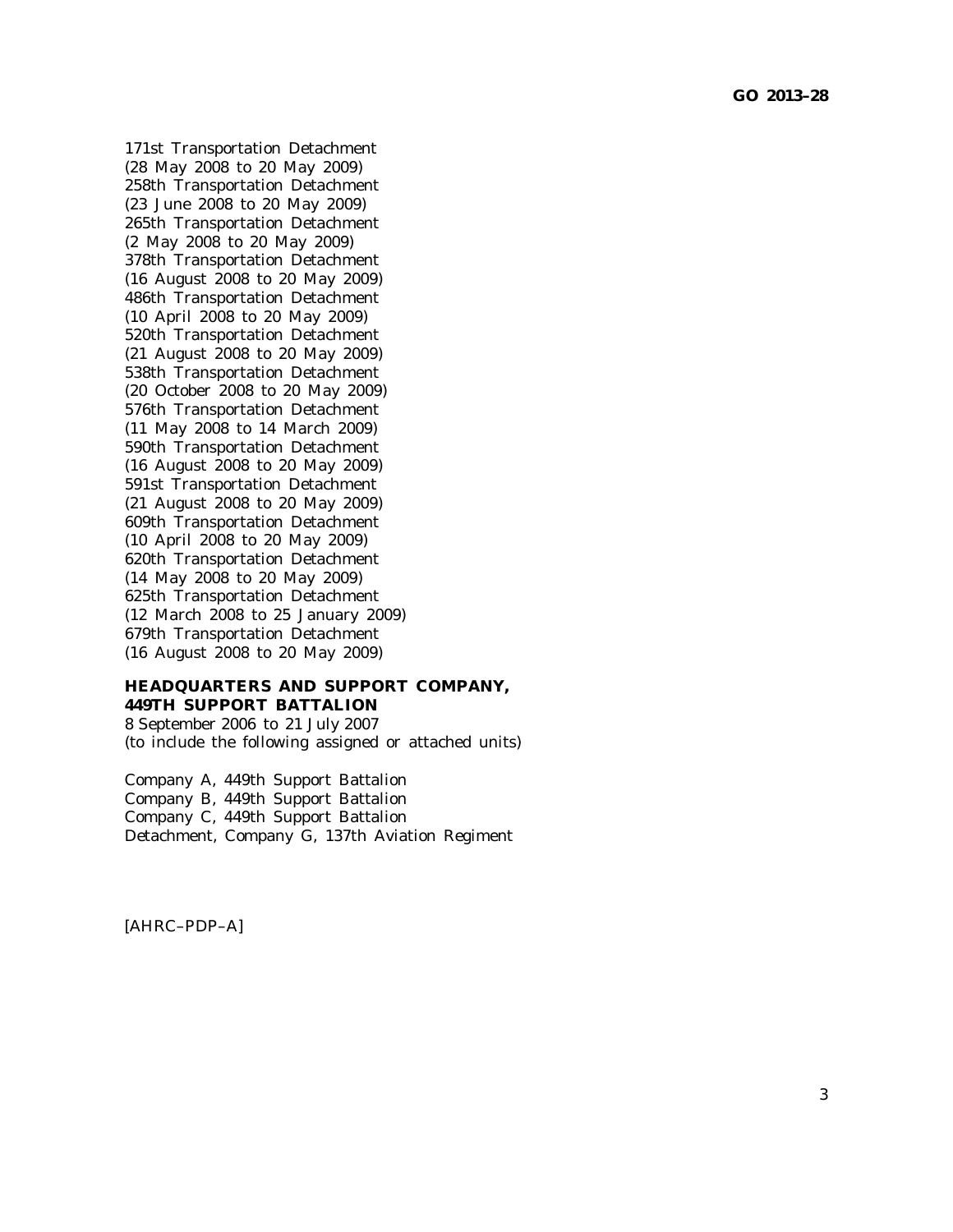171st Transportation Detachment
(28 May 2008 to 20 May 2009)
258th Transportation Detachment
(23 June 2008 to 20 May 2009)
265th Transportation Detachment
(2 May 2008 to 20 May 2009)
378th Transportation Detachment
(16 August 2008 to 20 May 2009)
486th Transportation Detachment
(10 April 2008 to 20 May 2009)
520th Transportation Detachment
(21 August 2008 to 20 May 2009)
538th Transportation Detachment
(20 October 2008 to 20 May 2009)
576th Transportation Detachment
(11 May 2008 to 14 March 2009)
590th Transportation Detachment
(16 August 2008 to 20 May 2009)
591st Transportation Detachment
(21 August 2008 to 20 May 2009)
609th Transportation Detachment
(10 April 2008 to 20 May 2009)
620th Transportation Detachment
(14 May 2008 to 20 May 2009)
625th Transportation Detachment
(12 March 2008 to 25 January 2009)
679th Transportation Detachment
(16 August 2008 to 20 May 2009)

**HEADQUARTERS AND SUPPORT COMPANY, 449TH SUPPORT BATTALION**
8 September 2006 to 21 July 2007
(to include the following assigned or attached units)

Company A, 449th Support Battalion
Company B, 449th Support Battalion
Company C, 449th Support Battalion
Detachment, Company G, 137th Aviation Regiment

[AHRC–PDP–A]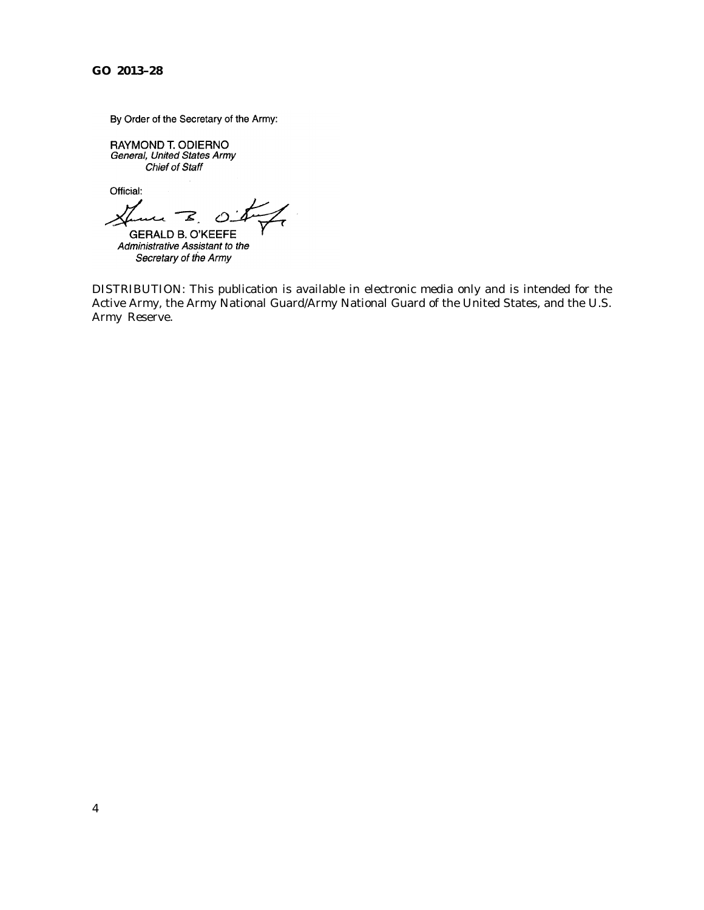By Order of the Secretary of the Army:

RAYMOND T. ODIERNO
*General, United States Army*
*Chief of Staff*

Official:

GERALD B. O'KEEFE
*Administrative Assistant to the*
*Secretary of the Army*

DISTRIBUTION: This publication is available in electronic media only and is intended for the Active Army, the Army National Guard/Army National Guard of the United States, and the U.S. Army Reserve.